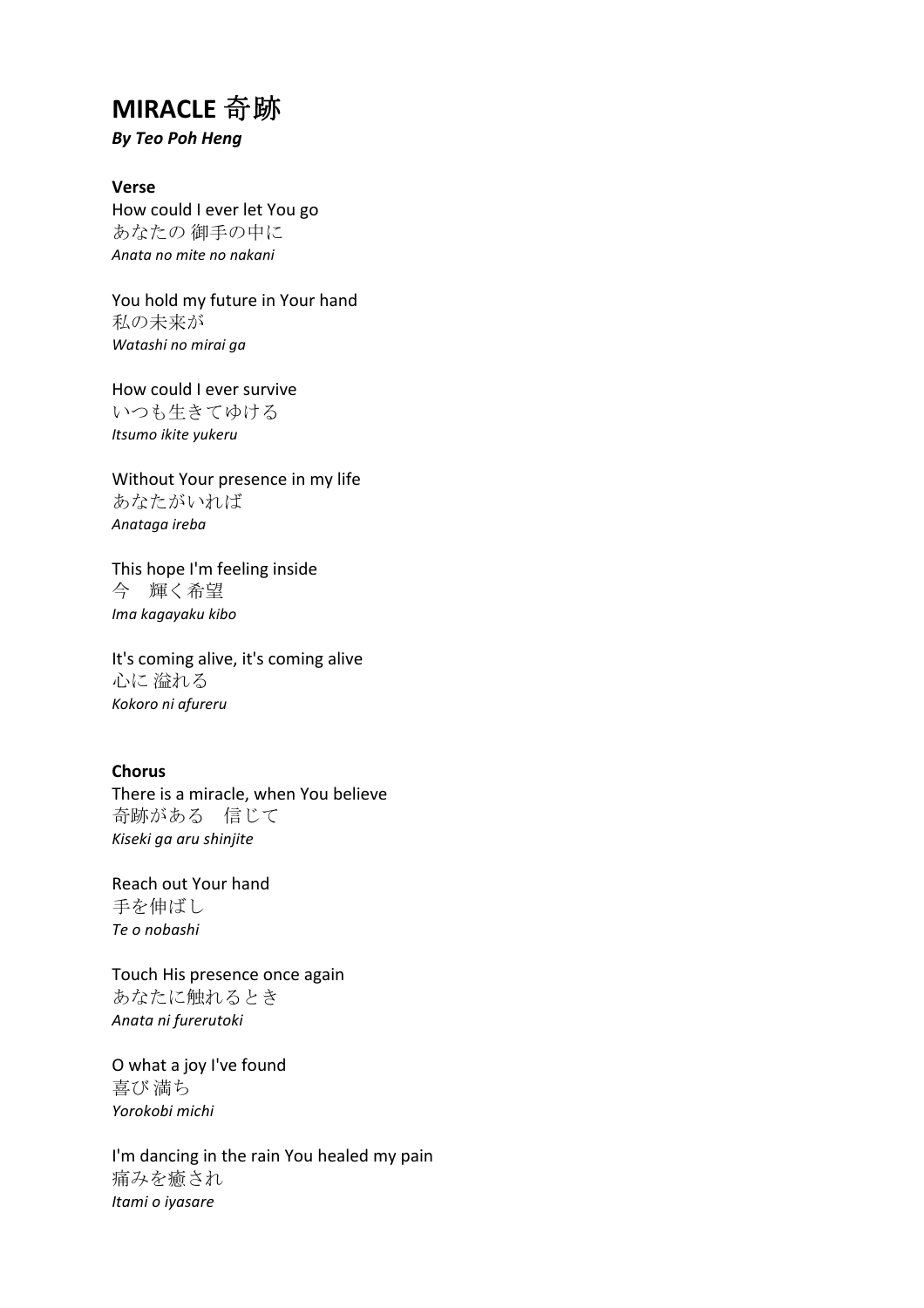# MIRACLE 奇跡

***By Teo Poh Heng***

**Verse**

How could I ever let You go
あなたの 御手の中に
*Anata no mite no nakani*

You hold my future in Your hand
私の未来が
*Watashi no mirai ga*

How could I ever survive
いつも生きてゆける
*Itsumo ikite yukeru*

Without Your presence in my life
あなたがいれば
*Anataga ireba*

This hope I'm feeling inside
今　輝く希望
*Ima kagayaku kibo*

It's coming alive, it's coming alive
心に 溢れる
*Kokoro ni afureru*

**Chorus**

There is a miracle, when You believe
奇跡がある　信じて
*Kiseki ga aru shinjite*

Reach out Your hand
手を伸ばし
*Te o nobashi*

Touch His presence once again
あなたに触れるとき
*Anata ni furerutoki*

O what a joy I've found
喜び 満ち
*Yorokobi michi*

I'm dancing in the rain You healed my pain
痛みを癒され
*Itami o iyasare*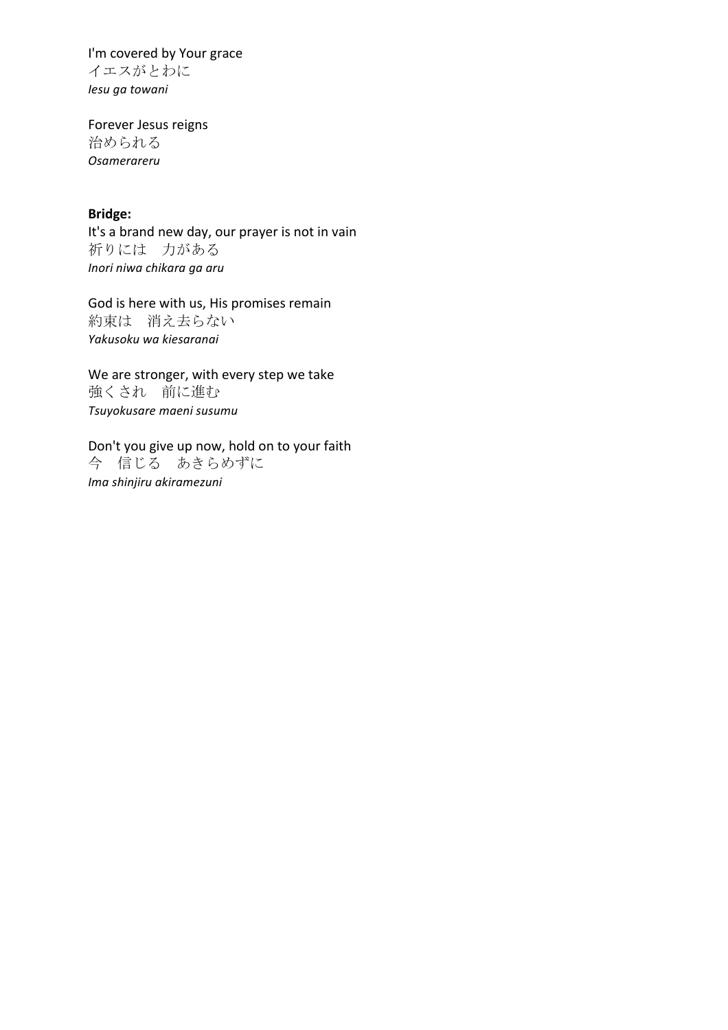I'm covered by Your grace
イエスがとわに
*Iesu ga towani*

Forever Jesus reigns
治められる
*Osamerareru*

**Bridge:**
It's a brand new day, our prayer is not in vain
祈りには　力がある
*Inori niwa chikara ga aru*

God is here with us, His promises remain
約束は　消え去らない
*Yakusoku wa kiesaranai*

We are stronger, with every step we take
強くされ　前に進む
*Tsuyokusare maeni susumu*

Don't you give up now, hold on to your faith
今　信じる　あきらめずに
*Ima shinjiru akiramezuni*